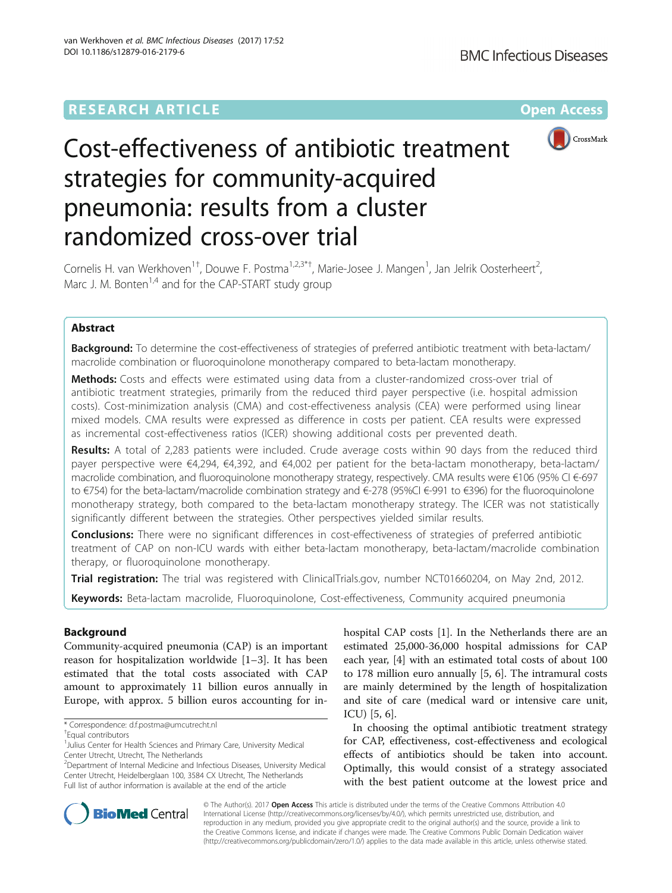RESEARCH ARTICLE

Open Access

# Cost-effectiveness of antibiotic treatment strategies for community-acquired pneumonia: results from a cluster randomized cross-over trial

Cornelis H. van Werkhoven[1†], Douwe F. Postma[1,2,3*†], Marie-Josee J. Mangen[1], Jan Jelrik Oosterheert[2], Marc J. M. Bonten[1,4] and for the CAP-START study group

## Abstract

**Background:** To determine the cost-effectiveness of strategies of preferred antibiotic treatment with beta-lactam/macrolide combination or fluoroquinolone monotherapy compared to beta-lactam monotherapy.

**Methods:** Costs and effects were estimated using data from a cluster-randomized cross-over trial of antibiotic treatment strategies, primarily from the reduced third payer perspective (i.e. hospital admission costs). Cost-minimization analysis (CMA) and cost-effectiveness analysis (CEA) were performed using linear mixed models. CMA results were expressed as difference in costs per patient. CEA results were expressed as incremental cost-effectiveness ratios (ICER) showing additional costs per prevented death.

**Results:** A total of 2,283 patients were included. Crude average costs within 90 days from the reduced third payer perspective were €4,294, €4,392, and €4,002 per patient for the beta-lactam monotherapy, beta-lactam/macrolide combination, and fluoroquinolone monotherapy strategy, respectively. CMA results were €106 (95% CI €-697 to €754) for the beta-lactam/macrolide combination strategy and €-278 (95%CI €-991 to €396) for the fluoroquinolone monotherapy strategy, both compared to the beta-lactam monotherapy strategy. The ICER was not statistically significantly different between the strategies. Other perspectives yielded similar results.

**Conclusions:** There were no significant differences in cost-effectiveness of strategies of preferred antibiotic treatment of CAP on non-ICU wards with either beta-lactam monotherapy, beta-lactam/macrolide combination therapy, or fluoroquinolone monotherapy.

**Trial registration:** The trial was registered with ClinicalTrials.gov, number NCT01660204, on May 2nd, 2012.

**Keywords:** Beta-lactam macrolide, Fluoroquinolone, Cost-effectiveness, Community acquired pneumonia

## Background

Community-acquired pneumonia (CAP) is an important reason for hospitalization worldwide [1–3]. It has been estimated that the total costs associated with CAP amount to approximately 11 billion euros annually in Europe, with approx. 5 billion euros accounting for in-hospital CAP costs [1]. In the Netherlands there are an estimated 25,000-36,000 hospital admissions for CAP each year, [4] with an estimated total costs of about 100 to 178 million euro annually [5, 6]. The intramural costs are mainly determined by the length of hospitalization and site of care (medical ward or intensive care unit, ICU) [5, 6].

In choosing the optimal antibiotic treatment strategy for CAP, effectiveness, cost-effectiveness and ecological effects of antibiotics should be taken into account. Optimally, this would consist of a strategy associated with the best patient outcome at the lowest price and

\* Correspondence: d.f.postma@umcutrecht.nl
†Equal contributors
[1]Julius Center for Health Sciences and Primary Care, University Medical Center Utrecht, Utrecht, The Netherlands
[2]Department of Internal Medicine and Infectious Diseases, University Medical Center Utrecht, Heidelberglaan 100, 3584 CX Utrecht, The Netherlands
Full list of author information is available at the end of the article

© The Author(s). 2017 **Open Access** This article is distributed under the terms of the Creative Commons Attribution 4.0 International License (http://creativecommons.org/licenses/by/4.0/), which permits unrestricted use, distribution, and reproduction in any medium, provided you give appropriate credit to the original author(s) and the source, provide a link to the Creative Commons license, and indicate if changes were made. The Creative Commons Public Domain Dedication waiver (http://creativecommons.org/publicdomain/zero/1.0/) applies to the data made available in this article, unless otherwise stated.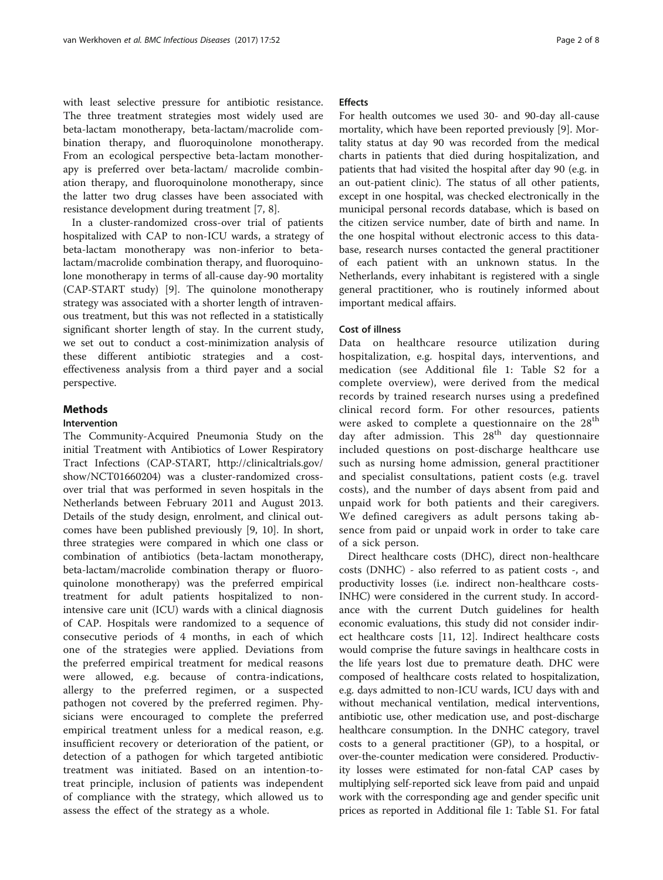with least selective pressure for antibiotic resistance. The three treatment strategies most widely used are beta-lactam monotherapy, beta-lactam/macrolide combination therapy, and fluoroquinolone monotherapy. From an ecological perspective beta-lactam monotherapy is preferred over beta-lactam/ macrolide combination therapy, and fluoroquinolone monotherapy, since the latter two drug classes have been associated with resistance development during treatment [7, 8].

In a cluster-randomized cross-over trial of patients hospitalized with CAP to non-ICU wards, a strategy of beta-lactam monotherapy was non-inferior to beta-lactam/macrolide combination therapy, and fluoroquinolone monotherapy in terms of all-cause day-90 mortality (CAP-START study) [9]. The quinolone monotherapy strategy was associated with a shorter length of intravenous treatment, but this was not reflected in a statistically significant shorter length of stay. In the current study, we set out to conduct a cost-minimization analysis of these different antibiotic strategies and a cost-effectiveness analysis from a third payer and a social perspective.

## Methods

### Intervention

The Community-Acquired Pneumonia Study on the initial Treatment with Antibiotics of Lower Respiratory Tract Infections (CAP-START, http://clinicaltrials.gov/show/NCT01660204) was a cluster-randomized cross-over trial that was performed in seven hospitals in the Netherlands between February 2011 and August 2013. Details of the study design, enrolment, and clinical outcomes have been published previously [9, 10]. In short, three strategies were compared in which one class or combination of antibiotics (beta-lactam monotherapy, beta-lactam/macrolide combination therapy or fluoroquinolone monotherapy) was the preferred empirical treatment for adult patients hospitalized to non-intensive care unit (ICU) wards with a clinical diagnosis of CAP. Hospitals were randomized to a sequence of consecutive periods of 4 months, in each of which one of the strategies were applied. Deviations from the preferred empirical treatment for medical reasons were allowed, e.g. because of contra-indications, allergy to the preferred regimen, or a suspected pathogen not covered by the preferred regimen. Physicians were encouraged to complete the preferred empirical treatment unless for a medical reason, e.g. insufficient recovery or deterioration of the patient, or detection of a pathogen for which targeted antibiotic treatment was initiated. Based on an intention-to-treat principle, inclusion of patients was independent of compliance with the strategy, which allowed us to assess the effect of the strategy as a whole.

### Effects

For health outcomes we used 30- and 90-day all-cause mortality, which have been reported previously [9]. Mortality status at day 90 was recorded from the medical charts in patients that died during hospitalization, and patients that had visited the hospital after day 90 (e.g. in an out-patient clinic). The status of all other patients, except in one hospital, was checked electronically in the municipal personal records database, which is based on the citizen service number, date of birth and name. In the one hospital without electronic access to this database, research nurses contacted the general practitioner of each patient with an unknown status. In the Netherlands, every inhabitant is registered with a single general practitioner, who is routinely informed about important medical affairs.

### Cost of illness

Data on healthcare resource utilization during hospitalization, e.g. hospital days, interventions, and medication (see Additional file 1: Table S2 for a complete overview), were derived from the medical records by trained research nurses using a predefined clinical record form. For other resources, patients were asked to complete a questionnaire on the 28[th] day after admission. This 28[th] day questionnaire included questions on post-discharge healthcare use such as nursing home admission, general practitioner and specialist consultations, patient costs (e.g. travel costs), and the number of days absent from paid and unpaid work for both patients and their caregivers. We defined caregivers as adult persons taking absence from paid or unpaid work in order to take care of a sick person.

Direct healthcare costs (DHC), direct non-healthcare costs (DNHC) - also referred to as patient costs -, and productivity losses (i.e. indirect non-healthcare costs-INHC) were considered in the current study. In accordance with the current Dutch guidelines for health economic evaluations, this study did not consider indirect healthcare costs [11, 12]. Indirect healthcare costs would comprise the future savings in healthcare costs in the life years lost due to premature death. DHC were composed of healthcare costs related to hospitalization, e.g. days admitted to non-ICU wards, ICU days with and without mechanical ventilation, medical interventions, antibiotic use, other medication use, and post-discharge healthcare consumption. In the DNHC category, travel costs to a general practitioner (GP), to a hospital, or over-the-counter medication were considered. Productivity losses were estimated for non-fatal CAP cases by multiplying self-reported sick leave from paid and unpaid work with the corresponding age and gender specific unit prices as reported in Additional file 1: Table S1. For fatal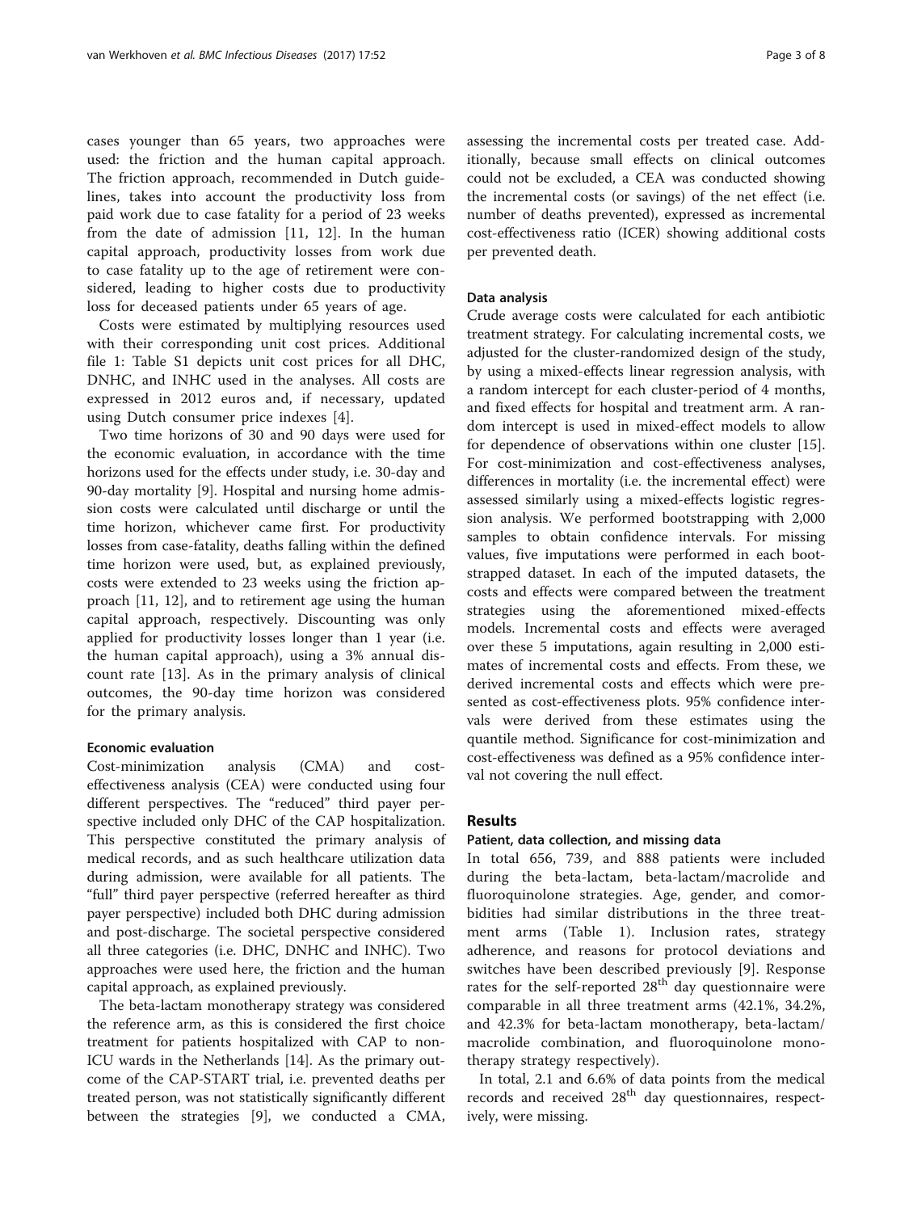cases younger than 65 years, two approaches were used: the friction and the human capital approach. The friction approach, recommended in Dutch guidelines, takes into account the productivity loss from paid work due to case fatality for a period of 23 weeks from the date of admission [11, 12]. In the human capital approach, productivity losses from work due to case fatality up to the age of retirement were considered, leading to higher costs due to productivity loss for deceased patients under 65 years of age.

Costs were estimated by multiplying resources used with their corresponding unit cost prices. Additional file 1: Table S1 depicts unit cost prices for all DHC, DNHC, and INHC used in the analyses. All costs are expressed in 2012 euros and, if necessary, updated using Dutch consumer price indexes [4].

Two time horizons of 30 and 90 days were used for the economic evaluation, in accordance with the time horizons used for the effects under study, i.e. 30-day and 90-day mortality [9]. Hospital and nursing home admission costs were calculated until discharge or until the time horizon, whichever came first. For productivity losses from case-fatality, deaths falling within the defined time horizon were used, but, as explained previously, costs were extended to 23 weeks using the friction approach [11, 12], and to retirement age using the human capital approach, respectively. Discounting was only applied for productivity losses longer than 1 year (i.e. the human capital approach), using a 3% annual discount rate [13]. As in the primary analysis of clinical outcomes, the 90-day time horizon was considered for the primary analysis.

#### Economic evaluation

Cost-minimization analysis (CMA) and cost-effectiveness analysis (CEA) were conducted using four different perspectives. The "reduced" third payer perspective included only DHC of the CAP hospitalization. This perspective constituted the primary analysis of medical records, and as such healthcare utilization data during admission, were available for all patients. The "full" third payer perspective (referred hereafter as third payer perspective) included both DHC during admission and post-discharge. The societal perspective considered all three categories (i.e. DHC, DNHC and INHC). Two approaches were used here, the friction and the human capital approach, as explained previously.

The beta-lactam monotherapy strategy was considered the reference arm, as this is considered the first choice treatment for patients hospitalized with CAP to non-ICU wards in the Netherlands [14]. As the primary outcome of the CAP-START trial, i.e. prevented deaths per treated person, was not statistically significantly different between the strategies [9], we conducted a CMA, assessing the incremental costs per treated case. Additionally, because small effects on clinical outcomes could not be excluded, a CEA was conducted showing the incremental costs (or savings) of the net effect (i.e. number of deaths prevented), expressed as incremental cost-effectiveness ratio (ICER) showing additional costs per prevented death.

#### Data analysis

Crude average costs were calculated for each antibiotic treatment strategy. For calculating incremental costs, we adjusted for the cluster-randomized design of the study, by using a mixed-effects linear regression analysis, with a random intercept for each cluster-period of 4 months, and fixed effects for hospital and treatment arm. A random intercept is used in mixed-effect models to allow for dependence of observations within one cluster [15]. For cost-minimization and cost-effectiveness analyses, differences in mortality (i.e. the incremental effect) were assessed similarly using a mixed-effects logistic regression analysis. We performed bootstrapping with 2,000 samples to obtain confidence intervals. For missing values, five imputations were performed in each bootstrapped dataset. In each of the imputed datasets, the costs and effects were compared between the treatment strategies using the aforementioned mixed-effects models. Incremental costs and effects were averaged over these 5 imputations, again resulting in 2,000 estimates of incremental costs and effects. From these, we derived incremental costs and effects which were presented as cost-effectiveness plots. 95% confidence intervals were derived from these estimates using the quantile method. Significance for cost-minimization and cost-effectiveness was defined as a 95% confidence interval not covering the null effect.

## Results

#### Patient, data collection, and missing data

In total 656, 739, and 888 patients were included during the beta-lactam, beta-lactam/macrolide and fluoroquinolone strategies. Age, gender, and comorbidities had similar distributions in the three treatment arms (Table 1). Inclusion rates, strategy adherence, and reasons for protocol deviations and switches have been described previously [9]. Response rates for the self-reported 28[th] day questionnaire were comparable in all three treatment arms (42.1%, 34.2%, and 42.3% for beta-lactam monotherapy, beta-lactam/macrolide combination, and fluoroquinolone monotherapy strategy respectively).

In total, 2.1 and 6.6% of data points from the medical records and received 28[th] day questionnaires, respectively, were missing.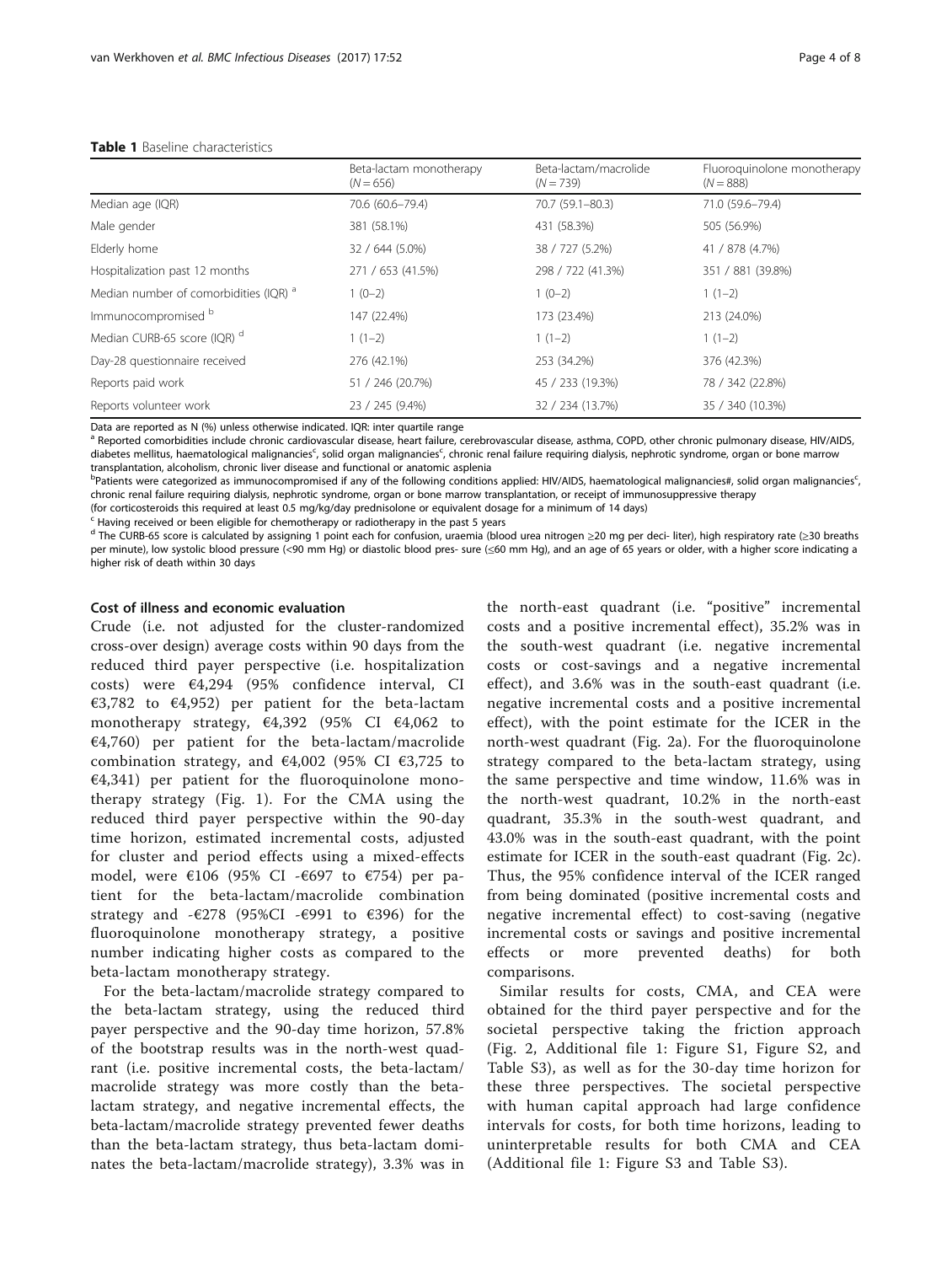**Table 1** Baseline characteristics

| | Beta-lactam monotherapy (N = 656) | Beta-lactam/macrolide (N = 739) | Fluoroquinolone monotherapy (N = 888) |
|---|---|---|---|
| Median age (IQR) | 70.6 (60.6–79.4) | 70.7 (59.1–80.3) | 71.0 (59.6–79.4) |
| Male gender | 381 (58.1%) | 431 (58.3%) | 505 (56.9%) |
| Elderly home | 32 / 644 (5.0%) | 38 / 727 (5.2%) | 41 / 878 (4.7%) |
| Hospitalization past 12 months | 271 / 653 (41.5%) | 298 / 722 (41.3%) | 351 / 881 (39.8%) |
| Median number of comorbidities (IQR) [a] | 1 (0–2) | 1 (0–2) | 1 (1–2) |
| Immunocompromised [b] | 147 (22.4%) | 173 (23.4%) | 213 (24.0%) |
| Median CURB-65 score (IQR) [d] | 1 (1–2) | 1 (1–2) | 1 (1–2) |
| Day-28 questionnaire received | 276 (42.1%) | 253 (34.2%) | 376 (42.3%) |
| Reports paid work | 51 / 246 (20.7%) | 45 / 233 (19.3%) | 78 / 342 (22.8%) |
| Reports volunteer work | 23 / 245 (9.4%) | 32 / 234 (13.7%) | 35 / 340 (10.3%) |

Data are reported as N (%) unless otherwise indicated. IQR: inter quartile range

[a] Reported comorbidities include chronic cardiovascular disease, heart failure, cerebrovascular disease, asthma, COPD, other chronic pulmonary disease, HIV/AIDS, diabetes mellitus, haematological malignancies[c], solid organ malignancies[c], chronic renal failure requiring dialysis, nephrotic syndrome, organ or bone marrow transplantation, alcoholism, chronic liver disease and functional or anatomic asplenia

[b] Patients were categorized as immunocompromised if any of the following conditions applied: HIV/AIDS, haematological malignancies#, solid organ malignancies[c], chronic renal failure requiring dialysis, nephrotic syndrome, organ or bone marrow transplantation, or receipt of immunosuppressive therapy (for corticosteroids this required at least 0.5 mg/kg/day prednisolone or equivalent dosage for a minimum of 14 days)

[c] Having received or been eligible for chemotherapy or radiotherapy in the past 5 years

[d] The CURB-65 score is calculated by assigning 1 point each for confusion, uraemia (blood urea nitrogen ≥20 mg per deci- liter), high respiratory rate (≥30 breaths per minute), low systolic blood pressure (<90 mm Hg) or diastolic blood pres- sure (≤60 mm Hg), and an age of 65 years or older, with a higher score indicating a higher risk of death within 30 days

#### Cost of illness and economic evaluation

Crude (i.e. not adjusted for the cluster-randomized cross-over design) average costs within 90 days from the reduced third payer perspective (i.e. hospitalization costs) were €4,294 (95% confidence interval, CI €3,782 to €4,952) per patient for the beta-lactam monotherapy strategy, €4,392 (95% CI €4,062 to €4,760) per patient for the beta-lactam/macrolide combination strategy, and €4,002 (95% CI €3,725 to €4,341) per patient for the fluoroquinolone monotherapy strategy (Fig. 1). For the CMA using the reduced third payer perspective within the 90-day time horizon, estimated incremental costs, adjusted for cluster and period effects using a mixed-effects model, were €106 (95% CI -€697 to €754) per patient for the beta-lactam/macrolide combination strategy and -€278 (95%CI -€991 to €396) for the fluoroquinolone monotherapy strategy, a positive number indicating higher costs as compared to the beta-lactam monotherapy strategy.

For the beta-lactam/macrolide strategy compared to the beta-lactam strategy, using the reduced third payer perspective and the 90-day time horizon, 57.8% of the bootstrap results was in the north-west quadrant (i.e. positive incremental costs, the beta-lactam/macrolide strategy was more costly than the beta-lactam strategy, and negative incremental effects, the beta-lactam/macrolide strategy prevented fewer deaths than the beta-lactam strategy, thus beta-lactam dominates the beta-lactam/macrolide strategy), 3.3% was in the north-east quadrant (i.e. "positive" incremental costs and a positive incremental effect), 35.2% was in the south-west quadrant (i.e. negative incremental costs or cost-savings and a negative incremental effect), and 3.6% was in the south-east quadrant (i.e. negative incremental costs and a positive incremental effect), with the point estimate for the ICER in the north-west quadrant (Fig. 2a). For the fluoroquinolone strategy compared to the beta-lactam strategy, using the same perspective and time window, 11.6% was in the north-west quadrant, 10.2% in the north-east quadrant, 35.3% in the south-west quadrant, and 43.0% was in the south-east quadrant, with the point estimate for ICER in the south-east quadrant (Fig. 2c). Thus, the 95% confidence interval of the ICER ranged from being dominated (positive incremental costs and negative incremental effect) to cost-saving (negative incremental costs or savings and positive incremental effects or more prevented deaths) for both comparisons.

Similar results for costs, CMA, and CEA were obtained for the third payer perspective and for the societal perspective taking the friction approach (Fig. 2, Additional file 1: Figure S1, Figure S2, and Table S3), as well as for the 30-day time horizon for these three perspectives. The societal perspective with human capital approach had large confidence intervals for costs, for both time horizons, leading to uninterpretable results for both CMA and CEA (Additional file 1: Figure S3 and Table S3).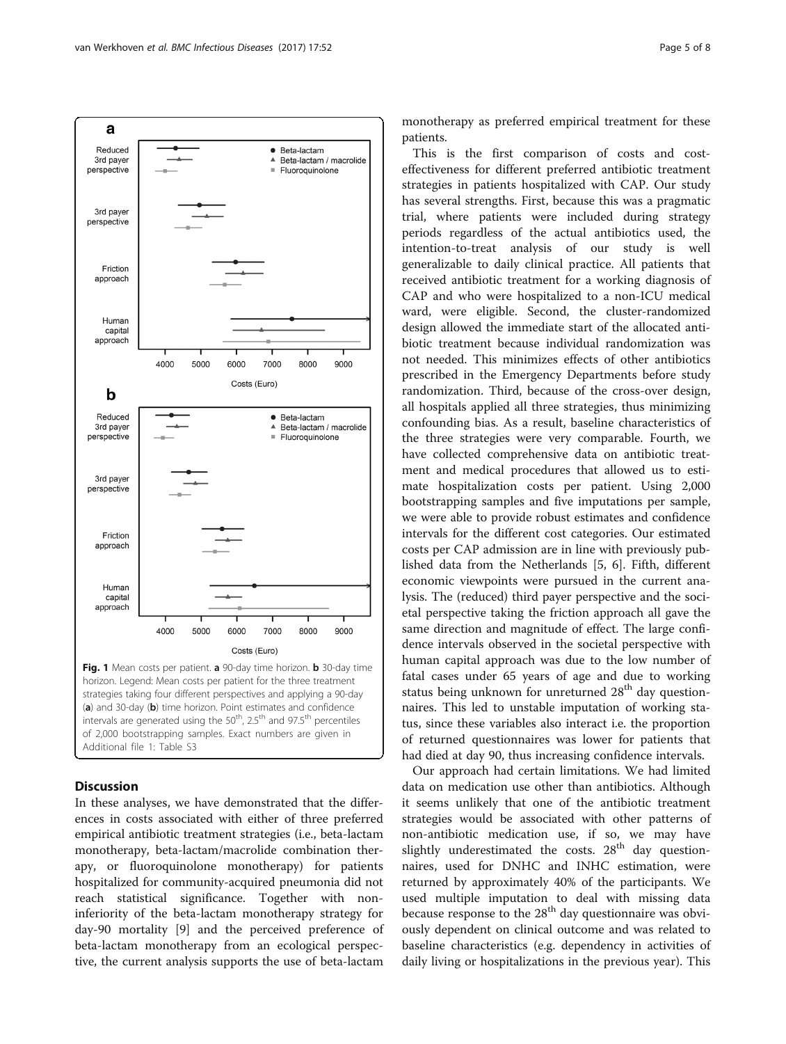Fig. 1 Mean costs per patient. a 90-day time horizon. b 30-day time horizon. Legend: Mean costs per patient for the three treatment strategies taking four different perspectives and applying a 90-day (a) and 30-day (b) time horizon. Point estimates and confidence intervals are generated using the 50th, 2.5th and 97.5th percentiles of 2,000 bootstrapping samples. Exact numbers are given in Additional file 1: Table S3

## Discussion

In these analyses, we have demonstrated that the differences in costs associated with either of three preferred empirical antibiotic treatment strategies (i.e., beta-lactam monotherapy, beta-lactam/macrolide combination therapy, or fluoroquinolone monotherapy) for patients hospitalized for community-acquired pneumonia did not reach statistical significance. Together with non-inferiority of the beta-lactam monotherapy strategy for day-90 mortality [9] and the perceived preference of beta-lactam monotherapy from an ecological perspective, the current analysis supports the use of beta-lactam monotherapy as preferred empirical treatment for these patients.

This is the first comparison of costs and cost-effectiveness for different preferred antibiotic treatment strategies in patients hospitalized with CAP. Our study has several strengths. First, because this was a pragmatic trial, where patients were included during strategy periods regardless of the actual antibiotics used, the intention-to-treat analysis of our study is well generalizable to daily clinical practice. All patients that received antibiotic treatment for a working diagnosis of CAP and who were hospitalized to a non-ICU medical ward, were eligible. Second, the cluster-randomized design allowed the immediate start of the allocated antibiotic treatment because individual randomization was not needed. This minimizes effects of other antibiotics prescribed in the Emergency Departments before study randomization. Third, because of the cross-over design, all hospitals applied all three strategies, thus minimizing confounding bias. As a result, baseline characteristics of the three strategies were very comparable. Fourth, we have collected comprehensive data on antibiotic treatment and medical procedures that allowed us to estimate hospitalization costs per patient. Using 2,000 bootstrapping samples and five imputations per sample, we were able to provide robust estimates and confidence intervals for the different cost categories. Our estimated costs per CAP admission are in line with previously published data from the Netherlands [5, 6]. Fifth, different economic viewpoints were pursued in the current analysis. The (reduced) third payer perspective and the societal perspective taking the friction approach all gave the same direction and magnitude of effect. The large confidence intervals observed in the societal perspective with human capital approach was due to the low number of fatal cases under 65 years of age and due to working status being unknown for unreturned 28th day questionnaires. This led to unstable imputation of working status, since these variables also interact i.e. the proportion of returned questionnaires was lower for patients that had died at day 90, thus increasing confidence intervals.

Our approach had certain limitations. We had limited data on medication use other than antibiotics. Although it seems unlikely that one of the antibiotic treatment strategies would be associated with other patterns of non-antibiotic medication use, if so, we may have slightly underestimated the costs. 28th day questionnaires, used for DNHC and INHC estimation, were returned by approximately 40% of the participants. We used multiple imputation to deal with missing data because response to the 28th day questionnaire was obviously dependent on clinical outcome and was related to baseline characteristics (e.g. dependency in activities of daily living or hospitalizations in the previous year). This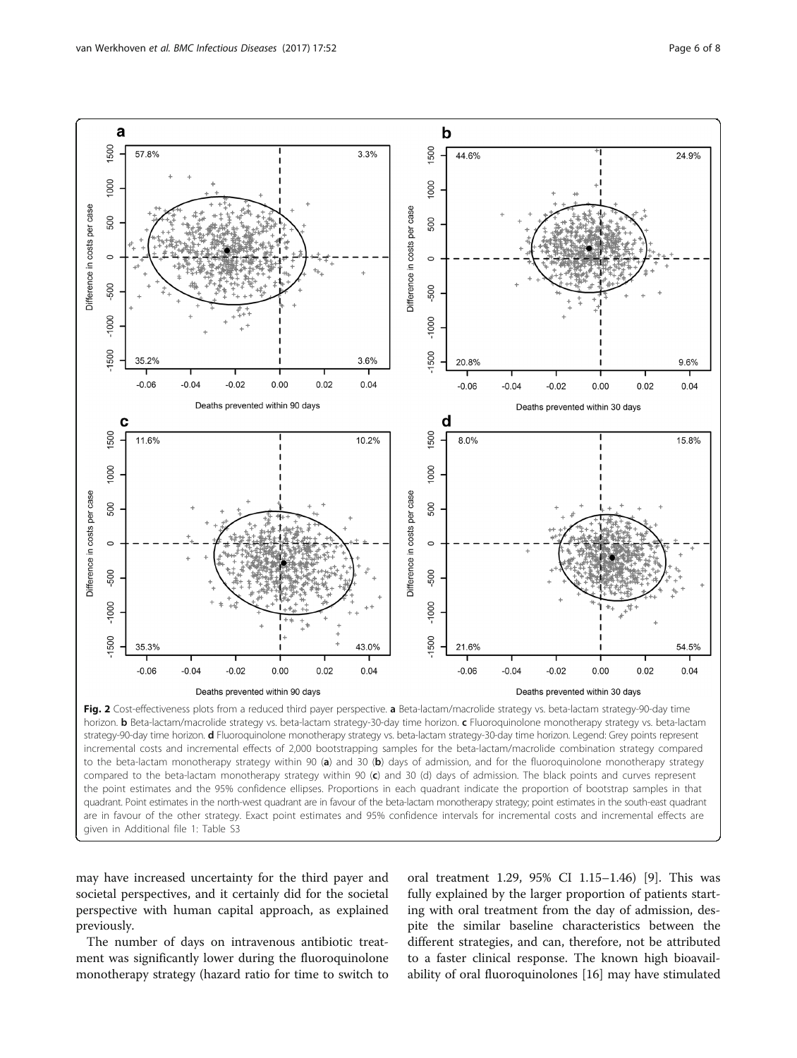**Fig. 2** Cost-effectiveness plots from a reduced third payer perspective. **a** Beta-lactam/macrolide strategy vs. beta-lactam strategy-90-day time horizon. **b** Beta-lactam/macrolide strategy vs. beta-lactam strategy-30-day time horizon. **c** Fluoroquinolone monotherapy strategy vs. beta-lactam strategy-90-day time horizon. **d** Fluoroquinolone monotherapy strategy vs. beta-lactam strategy-30-day time horizon. Legend: Grey points represent incremental costs and incremental effects of 2,000 bootstrapping samples for the beta-lactam/macrolide combination strategy compared to the beta-lactam monotherapy strategy within 90 (**a**) and 30 (**b**) days of admission, and for the fluoroquinolone monotherapy strategy compared to the beta-lactam monotherapy strategy within 90 (**c**) and 30 (d) days of admission. The black points and curves represent the point estimates and the 95% confidence ellipses. Proportions in each quadrant indicate the proportion of bootstrap samples in that quadrant. Point estimates in the north-west quadrant are in favour of the beta-lactam monotherapy strategy; point estimates in the south-east quadrant are in favour of the other strategy. Exact point estimates and 95% confidence intervals for incremental costs and incremental effects are given in Additional file 1: Table S3

may have increased uncertainty for the third payer and societal perspectives, and it certainly did for the societal perspective with human capital approach, as explained previously.

The number of days on intravenous antibiotic treatment was significantly lower during the fluoroquinolone monotherapy strategy (hazard ratio for time to switch to oral treatment 1.29, 95% CI 1.15–1.46) [9]. This was fully explained by the larger proportion of patients starting with oral treatment from the day of admission, despite the similar baseline characteristics between the different strategies, and can, therefore, not be attributed to a faster clinical response. The known high bioavailability of oral fluoroquinolones [16] may have stimulated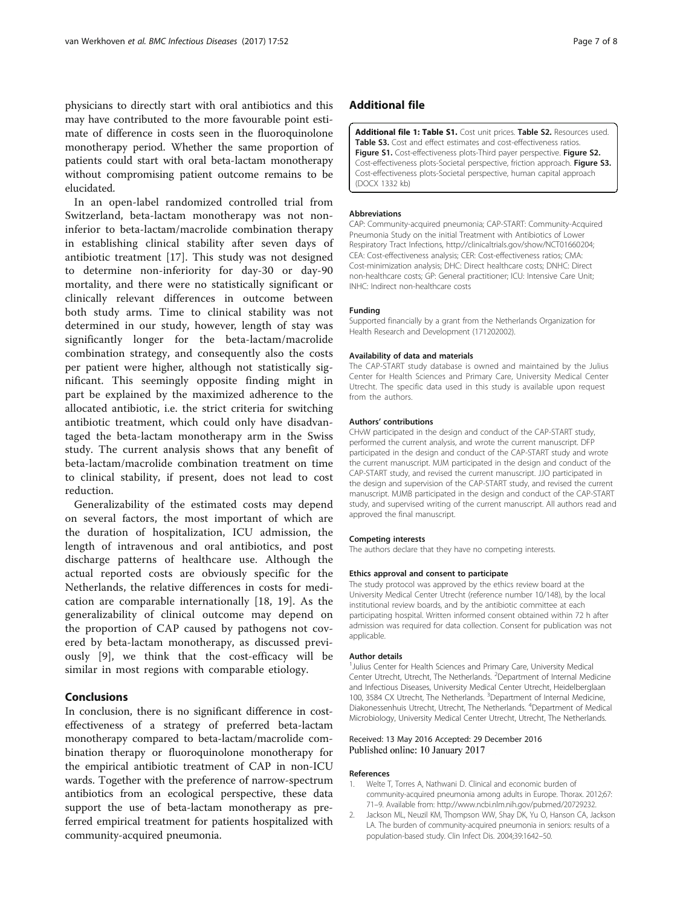physicians to directly start with oral antibiotics and this may have contributed to the more favourable point estimate of difference in costs seen in the fluoroquinolone monotherapy period. Whether the same proportion of patients could start with oral beta-lactam monotherapy without compromising patient outcome remains to be elucidated.

In an open-label randomized controlled trial from Switzerland, beta-lactam monotherapy was not non-inferior to beta-lactam/macrolide combination therapy in establishing clinical stability after seven days of antibiotic treatment [17]. This study was not designed to determine non-inferiority for day-30 or day-90 mortality, and there were no statistically significant or clinically relevant differences in outcome between both study arms. Time to clinical stability was not determined in our study, however, length of stay was significantly longer for the beta-lactam/macrolide combination strategy, and consequently also the costs per patient were higher, although not statistically significant. This seemingly opposite finding might in part be explained by the maximized adherence to the allocated antibiotic, i.e. the strict criteria for switching antibiotic treatment, which could only have disadvantaged the beta-lactam monotherapy arm in the Swiss study. The current analysis shows that any benefit of beta-lactam/macrolide combination treatment on time to clinical stability, if present, does not lead to cost reduction.

Generalizability of the estimated costs may depend on several factors, the most important of which are the duration of hospitalization, ICU admission, the length of intravenous and oral antibiotics, and post discharge patterns of healthcare use. Although the actual reported costs are obviously specific for the Netherlands, the relative differences in costs for medication are comparable internationally [18, 19]. As the generalizability of clinical outcome may depend on the proportion of CAP caused by pathogens not covered by beta-lactam monotherapy, as discussed previously [9], we think that the cost-efficacy will be similar in most regions with comparable etiology.

## Conclusions

In conclusion, there is no significant difference in cost-effectiveness of a strategy of preferred beta-lactam monotherapy compared to beta-lactam/macrolide combination therapy or fluoroquinolone monotherapy for the empirical antibiotic treatment of CAP in non-ICU wards. Together with the preference of narrow-spectrum antibiotics from an ecological perspective, these data support the use of beta-lactam monotherapy as preferred empirical treatment for patients hospitalized with community-acquired pneumonia.

## Additional file

**Additional file 1: Table S1.** Cost unit prices. **Table S2.** Resources used. **Table S3.** Cost and effect estimates and cost-effectiveness ratios. **Figure S1.** Cost-effectiveness plots-Third payer perspective. **Figure S2.** Cost-effectiveness plots-Societal perspective, friction approach. **Figure S3.** Cost-effectiveness plots-Societal perspective, human capital approach (DOCX 1332 kb)

#### Abbreviations

CAP: Community-acquired pneumonia; CAP-START: Community-Acquired Pneumonia Study on the initial Treatment with Antibiotics of Lower Respiratory Tract Infections, http://clinicaltrials.gov/show/NCT01660204; CEA: Cost-effectiveness analysis; CER: Cost-effectiveness ratios; CMA: Cost-minimization analysis; DHC: Direct healthcare costs; DNHC: Direct non-healthcare costs; GP: General practitioner; ICU: Intensive Care Unit; INHC: Indirect non-healthcare costs

#### Funding

Supported financially by a grant from the Netherlands Organization for Health Research and Development (171202002).

#### Availability of data and materials

The CAP-START study database is owned and maintained by the Julius Center for Health Sciences and Primary Care, University Medical Center Utrecht. The specific data used in this study is available upon request from the authors.

#### Authors' contributions

CHvW participated in the design and conduct of the CAP-START study, performed the current analysis, and wrote the current manuscript. DFP participated in the design and conduct of the CAP-START study and wrote the current manuscript. MJM participated in the design and conduct of the CAP-START study, and revised the current manuscript. JJO participated in the design and supervision of the CAP-START study, and revised the current manuscript. MJMB participated in the design and conduct of the CAP-START study, and supervised writing of the current manuscript. All authors read and approved the final manuscript.

#### Competing interests

The authors declare that they have no competing interests.

#### Ethics approval and consent to participate

The study protocol was approved by the ethics review board at the University Medical Center Utrecht (reference number 10/148), by the local institutional review boards, and by the antibiotic committee at each participating hospital. Written informed consent obtained within 72 h after admission was required for data collection. Consent for publication was not applicable.

#### Author details

[1]Julius Center for Health Sciences and Primary Care, University Medical Center Utrecht, Utrecht, The Netherlands. [2]Department of Internal Medicine and Infectious Diseases, University Medical Center Utrecht, Heidelberglaan 100, 3584 CX Utrecht, The Netherlands. [3]Department of Internal Medicine, Diakonessenhuis Utrecht, Utrecht, The Netherlands. [4]Department of Medical Microbiology, University Medical Center Utrecht, Utrecht, The Netherlands.

Received: 13 May 2016 Accepted: 29 December 2016
Published online: 10 January 2017

#### References

1. Welte T, Torres A, Nathwani D. Clinical and economic burden of community-acquired pneumonia among adults in Europe. Thorax. 2012;67: 71–9. Available from: http://www.ncbi.nlm.nih.gov/pubmed/20729232.
2. Jackson ML, Neuzil KM, Thompson WW, Shay DK, Yu O, Hanson CA, Jackson LA. The burden of community-acquired pneumonia in seniors: results of a population-based study. Clin Infect Dis. 2004;39:1642–50.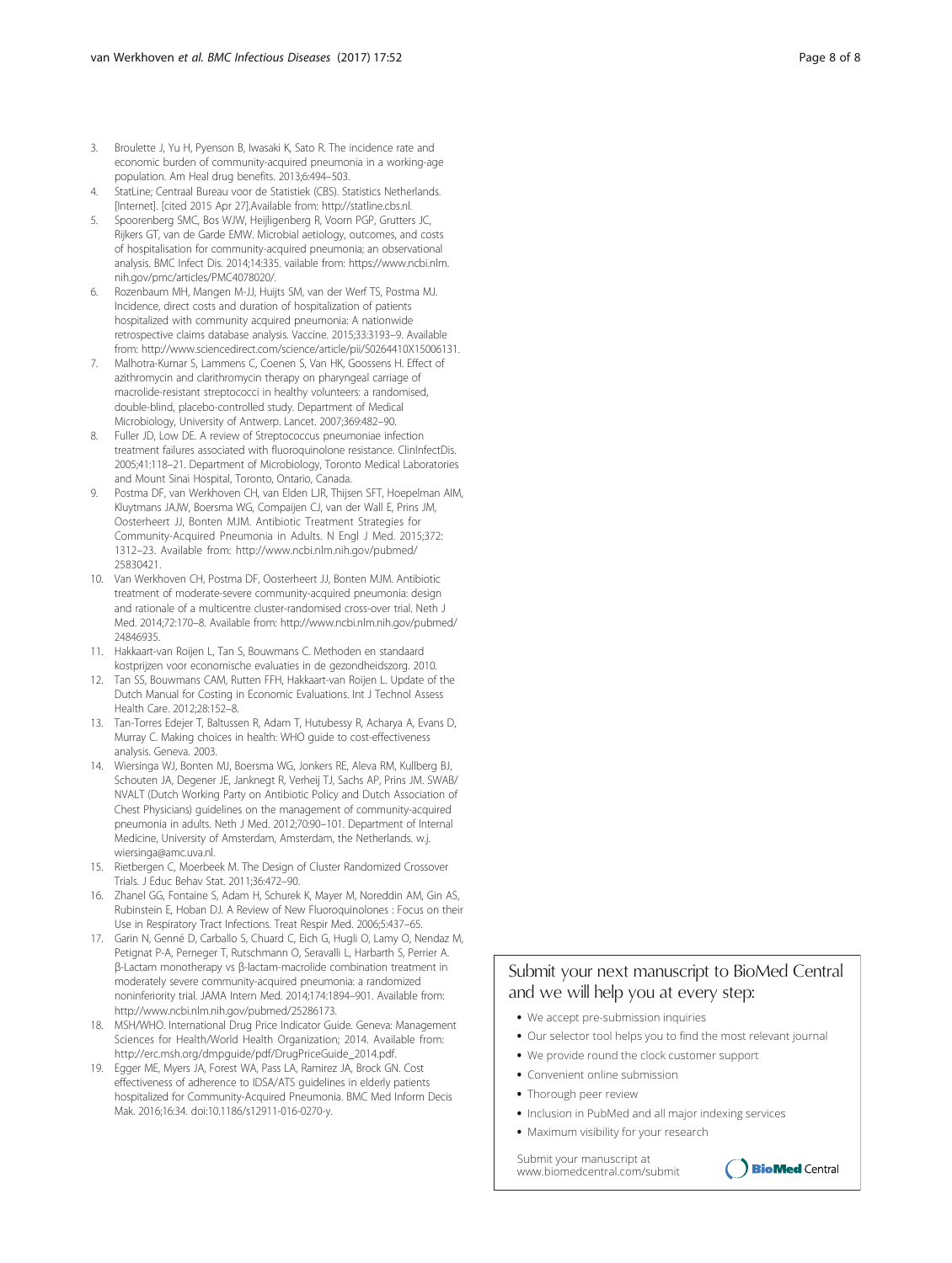3. Broulette J, Yu H, Pyenson B, Iwasaki K, Sato R. The incidence rate and economic burden of community-acquired pneumonia in a working-age population. Am Heal drug benefits. 2013;6:494–503.
4. StatLine; Centraal Bureau voor de Statistiek (CBS). Statistics Netherlands. [Internet]. [cited 2015 Apr 27].Available from: http://statline.cbs.nl.
5. Spoorenberg SMC, Bos WJW, Heijligenberg R, Voorn PGP, Grutters JC, Rijkers GT, van de Garde EMW. Microbial aetiology, outcomes, and costs of hospitalisation for community-acquired pneumonia; an observational analysis. BMC Infect Dis. 2014;14:335. vailable from: https://www.ncbi.nlm.nih.gov/pmc/articles/PMC4078020/.
6. Rozenbaum MH, Mangen M-JJ, Huijts SM, van der Werf TS, Postma MJ. Incidence, direct costs and duration of hospitalization of patients hospitalized with community acquired pneumonia: A nationwide retrospective claims database analysis. Vaccine. 2015;33:3193–9. Available from: http://www.sciencedirect.com/science/article/pii/S0264410X15006131.
7. Malhotra-Kumar S, Lammens C, Coenen S, Van HK, Goossens H. Effect of azithromycin and clarithromycin therapy on pharyngeal carriage of macrolide-resistant streptococci in healthy volunteers: a randomised, double-blind, placebo-controlled study. Department of Medical Microbiology, University of Antwerp. Lancet. 2007;369:482–90.
8. Fuller JD, Low DE. A review of Streptococcus pneumoniae infection treatment failures associated with fluoroquinolone resistance. ClinInfectDis. 2005;41:118–21. Department of Microbiology, Toronto Medical Laboratories and Mount Sinai Hospital, Toronto, Ontario, Canada.
9. Postma DF, van Werkhoven CH, van Elden LJR, Thijsen SFT, Hoepelman AIM, Kluytmans JAJW, Boersma WG, Compaijen CJ, van der Wall E, Prins JM, Oosterheert JJ, Bonten MJM. Antibiotic Treatment Strategies for Community-Acquired Pneumonia in Adults. N Engl J Med. 2015;372: 1312–23. Available from: http://www.ncbi.nlm.nih.gov/pubmed/25830421.
10. Van Werkhoven CH, Postma DF, Oosterheert JJ, Bonten MJM. Antibiotic treatment of moderate-severe community-acquired pneumonia: design and rationale of a multicentre cluster-randomised cross-over trial. Neth J Med. 2014;72:170–8. Available from: http://www.ncbi.nlm.nih.gov/pubmed/24846935.
11. Hakkaart-van Roijen L, Tan S, Bouwmans C. Methoden en standaard kostprijzen voor economische evaluaties in de gezondheidszorg. 2010.
12. Tan SS, Bouwmans CAM, Rutten FFH, Hakkaart-van Roijen L. Update of the Dutch Manual for Costing in Economic Evaluations. Int J Technol Assess Health Care. 2012;28:152–8.
13. Tan-Torres Edejer T, Baltussen R, Adam T, Hutubessy R, Acharya A, Evans D, Murray C. Making choices in health: WHO guide to cost-effectiveness analysis. Geneva. 2003.
14. Wiersinga WJ, Bonten MJ, Boersma WG, Jonkers RE, Aleva RM, Kullberg BJ, Schouten JA, Degener JE, Janknegt R, Verheij TJ, Sachs AP, Prins JM. SWAB/NVALT (Dutch Working Party on Antibiotic Policy and Dutch Association of Chest Physicians) guidelines on the management of community-acquired pneumonia in adults. Neth J Med. 2012;70:90–101. Department of Internal Medicine, University of Amsterdam, Amsterdam, the Netherlands. w.j.wiersinga@amc.uva.nl.
15. Rietbergen C, Moerbeek M. The Design of Cluster Randomized Crossover Trials. J Educ Behav Stat. 2011;36:472–90.
16. Zhanel GG, Fontaine S, Adam H, Schurek K, Mayer M, Noreddin AM, Gin AS, Rubinstein E, Hoban DJ. A Review of New Fluoroquinolones : Focus on their Use in Respiratory Tract Infections. Treat Respir Med. 2006;5:437–65.
17. Garin N, Genné D, Carballo S, Chuard C, Eich G, Hugli O, Lamy O, Nendaz M, Petignat P-A, Perneger T, Rutschmann O, Seravalli L, Harbarth S, Perrier A. β-Lactam monotherapy vs β-lactam-macrolide combination treatment in moderately severe community-acquired pneumonia: a randomized noninferiority trial. JAMA Intern Med. 2014;174:1894–901. Available from: http://www.ncbi.nlm.nih.gov/pubmed/25286173.
18. MSH/WHO. International Drug Price Indicator Guide. Geneva: Management Sciences for Health/World Health Organization; 2014. Available from: http://erc.msh.org/dmpguide/pdf/DrugPriceGuide_2014.pdf.
19. Egger ME, Myers JA, Forest WA, Pass LA, Ramirez JA, Brock GN. Cost effectiveness of adherence to IDSA/ATS guidelines in elderly patients hospitalized for Community-Acquired Pneumonia. BMC Med Inform Decis Mak. 2016;16:34. doi:10.1186/s12911-016-0270-y.

Submit your next manuscript to BioMed Central and we will help you at every step:

- We accept pre-submission inquiries
- Our selector tool helps you to find the most relevant journal
- We provide round the clock customer support
- Convenient online submission
- Thorough peer review
- Inclusion in PubMed and all major indexing services
- Maximum visibility for your research

Submit your manuscript at www.biomedcentral.com/submit

BioMed Central